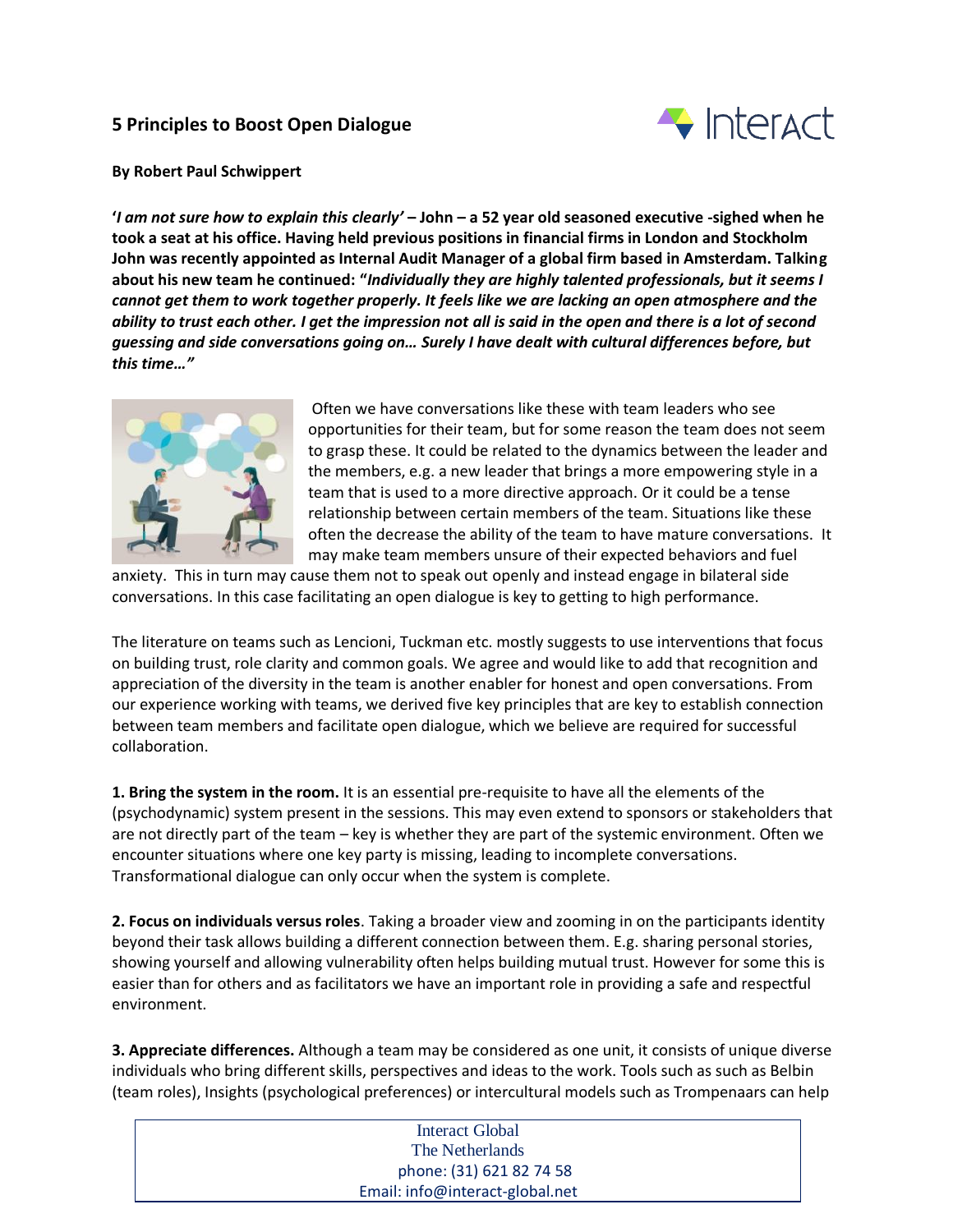## 5 Principles to Boost Open Dialogue

**By Robert Paul Schwippert**

**'*I am not sure how to explain this clearly'* – John – a 52 year old seasoned executive -sighed when he took a seat at his office. Having held previous positions in financial firms in London and Stockholm John was recently appointed as Internal Audit Manager of a global firm based in Amsterdam. Talking about his new team he continued: "*Individually they are highly talented professionals, but it seems I cannot get them to work together properly. It feels like we are lacking an open atmosphere and the ability to trust each other. I get the impression not all is said in the open and there is a lot of second guessing and side conversations going on… Surely I have dealt with cultural differences before, but this time…"***

Often we have conversations like these with team leaders who see opportunities for their team, but for some reason the team does not seem to grasp these. It could be related to the dynamics between the leader and the members, e.g. a new leader that brings a more empowering style in a team that is used to a more directive approach. Or it could be a tense relationship between certain members of the team. Situations like these often the decrease the ability of the team to have mature conversations. It may make team members unsure of their expected behaviors and fuel anxiety. This in turn may cause them not to speak out openly and instead engage in bilateral side conversations. In this case facilitating an open dialogue is key to getting to high performance.

The literature on teams such as Lencioni, Tuckman etc. mostly suggests to use interventions that focus on building trust, role clarity and common goals. We agree and would like to add that recognition and appreciation of the diversity in the team is another enabler for honest and open conversations. From our experience working with teams, we derived five key principles that are key to establish connection between team members and facilitate open dialogue, which we believe are required for successful collaboration.

**1. Bring the system in the room.** It is an essential pre-requisite to have all the elements of the (psychodynamic) system present in the sessions. This may even extend to sponsors or stakeholders that are not directly part of the team – key is whether they are part of the systemic environment. Often we encounter situations where one key party is missing, leading to incomplete conversations. Transformational dialogue can only occur when the system is complete.

**2. Focus on individuals versus roles**. Taking a broader view and zooming in on the participants identity beyond their task allows building a different connection between them. E.g. sharing personal stories, showing yourself and allowing vulnerability often helps building mutual trust. However for some this is easier than for others and as facilitators we have an important role in providing a safe and respectful environment.

**3. Appreciate differences.** Although a team may be considered as one unit, it consists of unique diverse individuals who bring different skills, perspectives and ideas to the work. Tools such as such as Belbin (team roles), Insights (psychological preferences) or intercultural models such as Trompenaars can help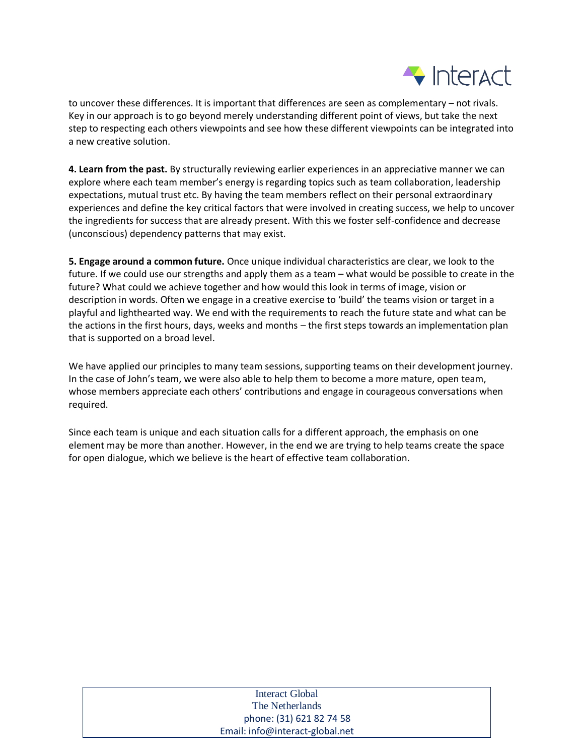to uncover these differences. It is important that differences are seen as complementary – not rivals. Key in our approach is to go beyond merely understanding different point of views, but take the next step to respecting each others viewpoints and see how these different viewpoints can be integrated into a new creative solution.

**4. Learn from the past.** By structurally reviewing earlier experiences in an appreciative manner we can explore where each team member's energy is regarding topics such as team collaboration, leadership expectations, mutual trust etc. By having the team members reflect on their personal extraordinary experiences and define the key critical factors that were involved in creating success, we help to uncover the ingredients for success that are already present. With this we foster self-confidence and decrease (unconscious) dependency patterns that may exist.

**5. Engage around a common future.** Once unique individual characteristics are clear, we look to the future. If we could use our strengths and apply them as a team – what would be possible to create in the future? What could we achieve together and how would this look in terms of image, vision or description in words. Often we engage in a creative exercise to 'build' the teams vision or target in a playful and lighthearted way. We end with the requirements to reach the future state and what can be the actions in the first hours, days, weeks and months – the first steps towards an implementation plan that is supported on a broad level.

We have applied our principles to many team sessions, supporting teams on their development journey. In the case of John's team, we were also able to help them to become a more mature, open team, whose members appreciate each others' contributions and engage in courageous conversations when required.

Since each team is unique and each situation calls for a different approach, the emphasis on one element may be more than another. However, in the end we are trying to help teams create the space for open dialogue, which we believe is the heart of effective team collaboration.

Interact Global
The Netherlands
phone: (31) 621 82 74 58
Email: info@interact-global.net